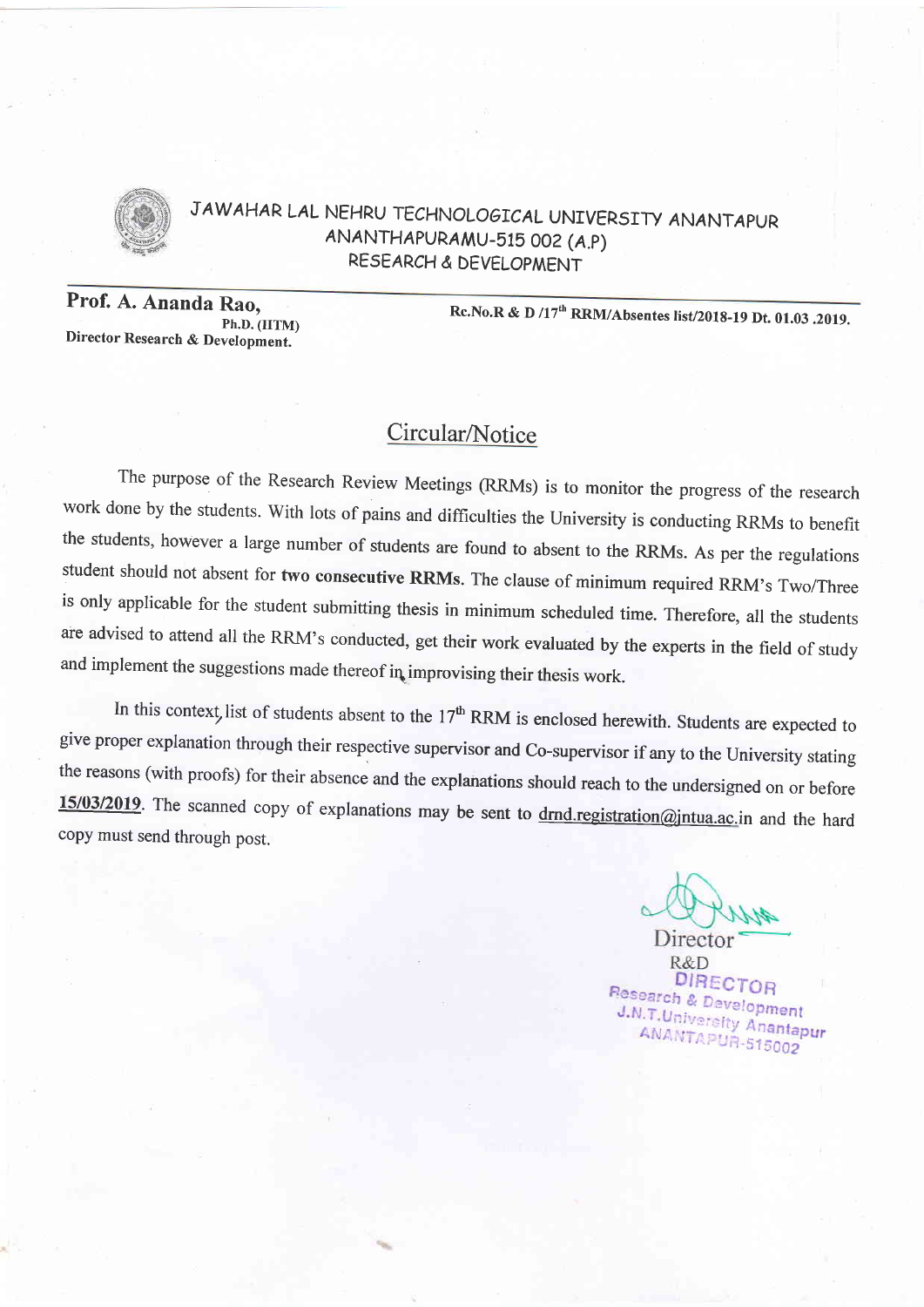JAWAHAR LAL NEHRU TECHNOLOGICAL UNIVERSITY ANANTAPUR
ANANTHAPURAMU-515 002 (A.P)
RESEARCH & DEVELOPMENT

**Prof. A. Ananda Rao,**
**Ph.D. (IITM)**
**Director Research & Development.**

**Rc.No.R & D /17th RRM/Absentes list/2018-19 Dt. 01.03 .2019.**

## Circular/Notice

The purpose of the Research Review Meetings (RRMs) is to monitor the progress of the research work done by the students. With lots of pains and difficulties the University is conducting RRMs to benefit the students, however a large number of students are found to absent to the RRMs. As per the regulations student should not absent for **two consecutive RRMs**. The clause of minimum required RRM's Two/Three is only applicable for the student submitting thesis in minimum scheduled time. Therefore, all the students are advised to attend all the RRM's conducted, get their work evaluated by the experts in the field of study and implement the suggestions made thereof in improvising their thesis work.

In this context, list of students absent to the 17th RRM is enclosed herewith. Students are expected to give proper explanation through their respective supervisor and Co-supervisor if any to the University stating the reasons (with proofs) for their absence and the explanations should reach to the undersigned on or before **15/03/2019**. The scanned copy of explanations may be sent to drnd.registration@jntua.ac.in and the hard copy must send through post.

Director
R&D

DIRECTOR
Research & Development
J.N.T.University Anantapur
ANANTAPUR-515002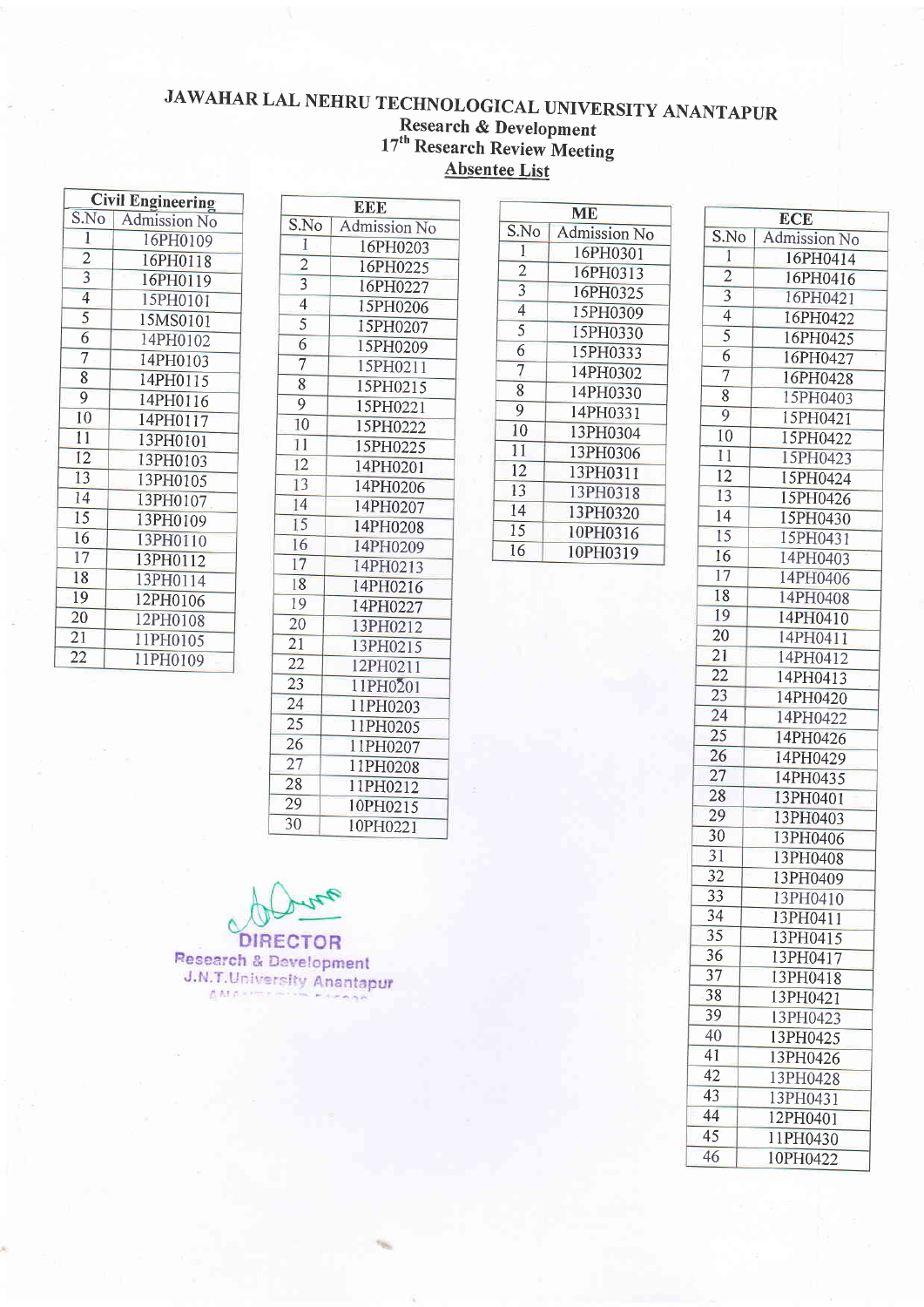# JAWAHAR LAL NEHRU TECHNOLOGICAL UNIVERSITY ANANTAPUR

## Research & Development

## 17th Research Review Meeting

## Absentee List

**Civil Engineering**

| S.No | Admission No |
|---|---|
| 1 | 16PH0109 |
| 2 | 16PH0118 |
| 3 | 16PH0119 |
| 4 | 15PH0101 |
| 5 | 15MS0101 |
| 6 | 14PH0102 |
| 7 | 14PH0103 |
| 8 | 14PH0115 |
| 9 | 14PH0116 |
| 10 | 14PH0117 |
| 11 | 13PH0101 |
| 12 | 13PH0103 |
| 13 | 13PH0105 |
| 14 | 13PH0107 |
| 15 | 13PH0109 |
| 16 | 13PH0110 |
| 17 | 13PH0112 |
| 18 | 13PH0114 |
| 19 | 12PH0106 |
| 20 | 12PH0108 |
| 21 | 11PH0105 |
| 22 | 11PH0109 |

**EEE**

| S.No | Admission No |
|---|---|
| 1 | 16PH0203 |
| 2 | 16PH0225 |
| 3 | 16PH0227 |
| 4 | 15PH0206 |
| 5 | 15PH0207 |
| 6 | 15PH0209 |
| 7 | 15PH0211 |
| 8 | 15PH0215 |
| 9 | 15PH0221 |
| 10 | 15PH0222 |
| 11 | 15PH0225 |
| 12 | 14PH0201 |
| 13 | 14PH0206 |
| 14 | 14PH0207 |
| 15 | 14PH0208 |
| 16 | 14PH0209 |
| 17 | 14PH0213 |
| 18 | 14PH0216 |
| 19 | 14PH0227 |
| 20 | 13PH0212 |
| 21 | 13PH0215 |
| 22 | 12PH0211 |
| 23 | 11PH0201 |
| 24 | 11PH0203 |
| 25 | 11PH0205 |
| 26 | 11PH0207 |
| 27 | 11PH0208 |
| 28 | 11PH0212 |
| 29 | 10PH0215 |
| 30 | 10PH0221 |

**ME**

| S.No | Admission No |
|---|---|
| 1 | 16PH0301 |
| 2 | 16PH0313 |
| 3 | 16PH0325 |
| 4 | 15PH0309 |
| 5 | 15PH0330 |
| 6 | 15PH0333 |
| 7 | 14PH0302 |
| 8 | 14PH0330 |
| 9 | 14PH0331 |
| 10 | 13PH0304 |
| 11 | 13PH0306 |
| 12 | 13PH0311 |
| 13 | 13PH0318 |
| 14 | 13PH0320 |
| 15 | 10PH0316 |
| 16 | 10PH0319 |

**ECE**

| S.No | Admission No |
|---|---|
| 1 | 16PH0414 |
| 2 | 16PH0416 |
| 3 | 16PH0421 |
| 4 | 16PH0422 |
| 5 | 16PH0425 |
| 6 | 16PH0427 |
| 7 | 16PH0428 |
| 8 | 15PH0403 |
| 9 | 15PH0421 |
| 10 | 15PH0422 |
| 11 | 15PH0423 |
| 12 | 15PH0424 |
| 13 | 15PH0426 |
| 14 | 15PH0430 |
| 15 | 15PH0431 |
| 16 | 14PH0403 |
| 17 | 14PH0406 |
| 18 | 14PH0408 |
| 19 | 14PH0410 |
| 20 | 14PH0411 |
| 21 | 14PH0412 |
| 22 | 14PH0413 |
| 23 | 14PH0420 |
| 24 | 14PH0422 |
| 25 | 14PH0426 |
| 26 | 14PH0429 |
| 27 | 14PH0435 |
| 28 | 13PH0401 |
| 29 | 13PH0403 |
| 30 | 13PH0406 |
| 31 | 13PH0408 |
| 32 | 13PH0409 |
| 33 | 13PH0410 |
| 34 | 13PH0411 |
| 35 | 13PH0415 |
| 36 | 13PH0417 |
| 37 | 13PH0418 |
| 38 | 13PH0421 |
| 39 | 13PH0423 |
| 40 | 13PH0425 |
| 41 | 13PH0426 |
| 42 | 13PH0428 |
| 43 | 13PH0431 |
| 44 | 12PH0401 |
| 45 | 11PH0430 |
| 46 | 10PH0422 |

DIRECTOR
Research & Development
J.N.T.University Anantapur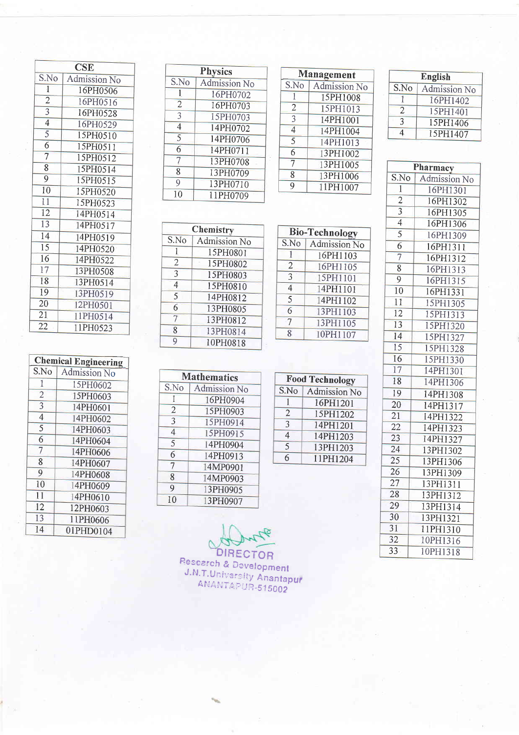### CSE

| S.No | Admission No |
|---|---|
| 1 | 16PH0506 |
| 2 | 16PH0516 |
| 3 | 16PH0528 |
| 4 | 16PH0529 |
| 5 | 15PH0510 |
| 6 | 15PH0511 |
| 7 | 15PH0512 |
| 8 | 15PH0514 |
| 9 | 15PH0515 |
| 10 | 15PH0520 |
| 11 | 15PH0523 |
| 12 | 14PH0514 |
| 13 | 14PH0517 |
| 14 | 14PH0519 |
| 15 | 14PH0520 |
| 16 | 14PH0522 |
| 17 | 13PH0508 |
| 18 | 13PH0514 |
| 19 | 13PH0519 |
| 20 | 12PH0501 |
| 21 | 11PH0514 |
| 22 | 11PH0523 |

### Chemical Engineering

| S.No | Admission No |
|---|---|
| 1 | 15PH0602 |
| 2 | 15PH0603 |
| 3 | 14PH0601 |
| 4 | 14PH0602 |
| 5 | 14PH0603 |
| 6 | 14PH0604 |
| 7 | 14PH0606 |
| 8 | 14PH0607 |
| 9 | 14PH0608 |
| 10 | 14PH0609 |
| 11 | 14PH0610 |
| 12 | 12PH0603 |
| 13 | 11PH0606 |
| 14 | 01PHD0104 |

### Physics

| S.No | Admission No |
|---|---|
| 1 | 16PH0702 |
| 2 | 16PH0703 |
| 3 | 15PH0703 |
| 4 | 14PH0702 |
| 5 | 14PH0706 |
| 6 | 14PH0711 |
| 7 | 13PH0708 |
| 8 | 13PH0709 |
| 9 | 13PH0710 |
| 10 | 11PH0709 |

### Chemistry

| S.No | Admission No |
|---|---|
| 1 | 15PH0801 |
| 2 | 15PH0802 |
| 3 | 15PH0803 |
| 4 | 15PH0810 |
| 5 | 14PH0812 |
| 6 | 13PH0805 |
| 7 | 13PH0812 |
| 8 | 13PH0814 |
| 9 | 10PH0818 |

### Mathematics

| S.No | Admission No |
|---|---|
| 1 | 16PH0904 |
| 2 | 15PH0903 |
| 3 | 15PH0914 |
| 4 | 15PH0915 |
| 5 | 14PH0904 |
| 6 | 14PH0913 |
| 7 | 14MP0901 |
| 8 | 14MP0903 |
| 9 | 13PH0905 |
| 10 | 13PH0907 |

### Management

| S.No | Admission No |
|---|---|
| 1 | 15PH1008 |
| 2 | 15PH1013 |
| 3 | 14PH1001 |
| 4 | 14PH1004 |
| 5 | 14PH1013 |
| 6 | 13PH1002 |
| 7 | 13PH1005 |
| 8 | 13PH1006 |
| 9 | 11PH1007 |

### Bio-Technology

| S.No | Admission No |
|---|---|
| 1 | 16PH1103 |
| 2 | 16PH1105 |
| 3 | 15PH1101 |
| 4 | 14PH1101 |
| 5 | 14PH1102 |
| 6 | 13PH1103 |
| 7 | 13PH1105 |
| 8 | 10PH1107 |

### Food Technology

| S.No | Admission No |
|---|---|
| 1 | 16PH1201 |
| 2 | 15PH1202 |
| 3 | 14PH1201 |
| 4 | 14PH1203 |
| 5 | 13PH1203 |
| 6 | 11PH1204 |

### English

| S.No | Admission No |
|---|---|
| 1 | 16PH1402 |
| 2 | 15PH1401 |
| 3 | 15PH1406 |
| 4 | 15PH1407 |

### Pharmacy

| S.No | Admission No |
|---|---|
| 1 | 16PH1301 |
| 2 | 16PH1302 |
| 3 | 16PH1305 |
| 4 | 16PH1306 |
| 5 | 16PH1309 |
| 6 | 16PH1311 |
| 7 | 16PH1312 |
| 8 | 16PH1313 |
| 9 | 16PH1315 |
| 10 | 16PH1331 |
| 11 | 15PH1305 |
| 12 | 15PH1313 |
| 13 | 15PH1320 |
| 14 | 15PH1327 |
| 15 | 15PH1328 |
| 16 | 15PH1330 |
| 17 | 14PH1301 |
| 18 | 14PH1306 |
| 19 | 14PH1308 |
| 20 | 14PH1317 |
| 21 | 14PH1322 |
| 22 | 14PH1323 |
| 23 | 14PH1327 |
| 24 | 13PH1302 |
| 25 | 13PH1306 |
| 26 | 13PH1309 |
| 27 | 13PH1311 |
| 28 | 13PH1312 |
| 29 | 13PH1314 |
| 30 | 13PH1321 |
| 31 | 11PH1310 |
| 32 | 10PH1316 |
| 33 | 10PH1318 |

DIRECTOR
Research & Development
J.N.T.University Anantapur
ANANTAPUR-515002